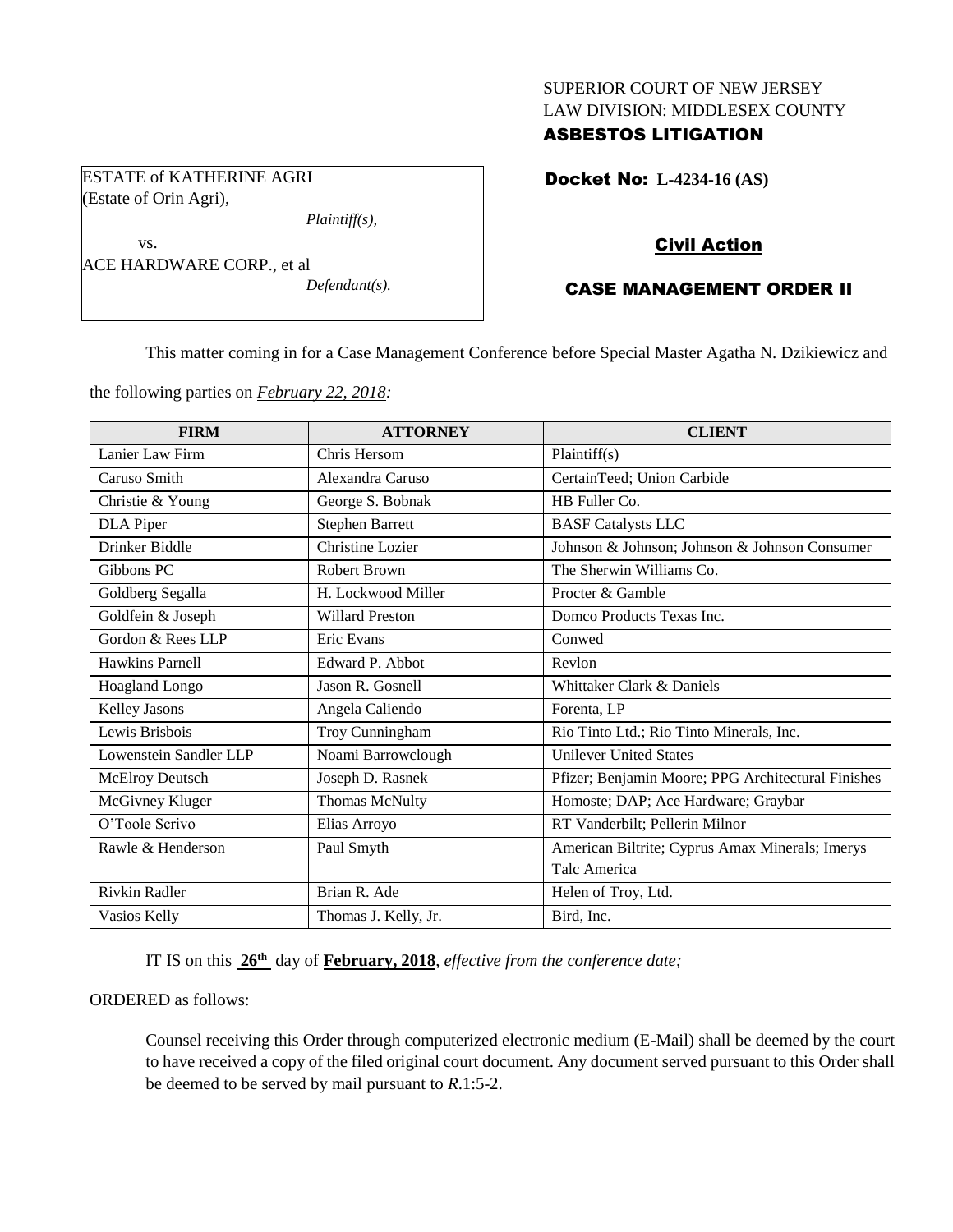SUPERIOR COURT OF NEW JERSEY
LAW DIVISION: MIDDLESEX COUNTY
**ASBESTOS LITIGATION**

ESTATE of KATHERINE AGRI
(Estate of Orin Agri),
*Plaintiff(s),*
vs.
ACE HARDWARE CORP., et al
*Defendant(s).*

**Docket No: L-4234-16 (AS)**

**Civil Action**

**CASE MANAGEMENT ORDER II**

This matter coming in for a Case Management Conference before Special Master Agatha N. Dzikiewicz and the following parties on *February 22, 2018:*

| FIRM | ATTORNEY | CLIENT |
|---|---|---|
| Lanier Law Firm | Chris Hersom | Plaintiff(s) |
| Caruso Smith | Alexandra Caruso | CertainTeed; Union Carbide |
| Christie & Young | George S. Bobnak | HB Fuller Co. |
| DLA Piper | Stephen Barrett | BASF Catalysts LLC |
| Drinker Biddle | Christine Lozier | Johnson & Johnson; Johnson & Johnson Consumer |
| Gibbons PC | Robert Brown | The Sherwin Williams Co. |
| Goldberg Segalla | H. Lockwood Miller | Procter & Gamble |
| Goldfein & Joseph | Willard Preston | Domco Products Texas Inc. |
| Gordon & Rees LLP | Eric Evans | Conwed |
| Hawkins Parnell | Edward P. Abbot | Revlon |
| Hoagland Longo | Jason R. Gosnell | Whittaker Clark & Daniels |
| Kelley Jasons | Angela Caliendo | Forenta, LP |
| Lewis Brisbois | Troy Cunningham | Rio Tinto Ltd.; Rio Tinto Minerals, Inc. |
| Lowenstein Sandler LLP | Noami Barrowclough | Unilever United States |
| McElroy Deutsch | Joseph D. Rasnek | Pfizer; Benjamin Moore; PPG Architectural Finishes |
| McGivney Kluger | Thomas McNulty | Homoste; DAP; Ace Hardware; Graybar |
| O'Toole Scrivo | Elias Arroyo | RT Vanderbilt; Pellerin Milnor |
| Rawle & Henderson | Paul Smyth | American Biltrite; Cyprus Amax Minerals; Imerys Talc America |
| Rivkin Radler | Brian R. Ade | Helen of Troy, Ltd. |
| Vasios Kelly | Thomas J. Kelly, Jr. | Bird, Inc. |

IT IS on this **26th** day of **February, 2018**, *effective from the conference date;*

ORDERED as follows:

Counsel receiving this Order through computerized electronic medium (E-Mail) shall be deemed by the court to have received a copy of the filed original court document. Any document served pursuant to this Order shall be deemed to be served by mail pursuant to *R*.1:5-2.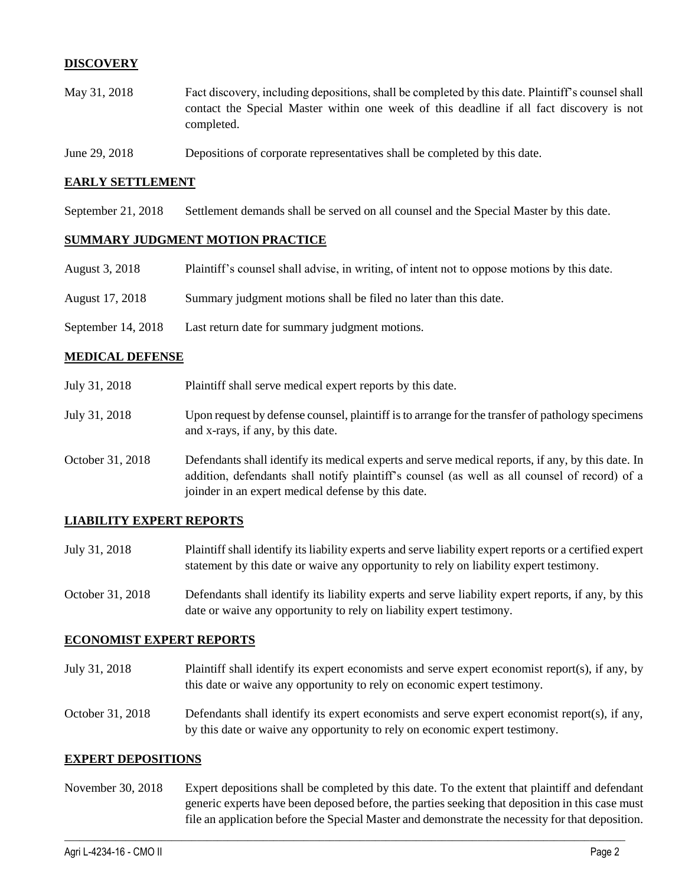## DISCOVERY

| | |
|---|---|
| May 31, 2018 | Fact discovery, including depositions, shall be completed by this date. Plaintiff's counsel shall contact the Special Master within one week of this deadline if all fact discovery is not completed. |
| June 29, 2018 | Depositions of corporate representatives shall be completed by this date. |

## EARLY SETTLEMENT

| | |
|---|---|
| September 21, 2018 | Settlement demands shall be served on all counsel and the Special Master by this date. |

## SUMMARY JUDGMENT MOTION PRACTICE

| | |
|---|---|
| August 3, 2018 | Plaintiff's counsel shall advise, in writing, of intent not to oppose motions by this date. |
| August 17, 2018 | Summary judgment motions shall be filed no later than this date. |
| September 14, 2018 | Last return date for summary judgment motions. |

## MEDICAL DEFENSE

| | |
|---|---|
| July 31, 2018 | Plaintiff shall serve medical expert reports by this date. |
| July 31, 2018 | Upon request by defense counsel, plaintiff is to arrange for the transfer of pathology specimens and x-rays, if any, by this date. |
| October 31, 2018 | Defendants shall identify its medical experts and serve medical reports, if any, by this date. In addition, defendants shall notify plaintiff's counsel (as well as all counsel of record) of a joinder in an expert medical defense by this date. |

## LIABILITY EXPERT REPORTS

| | |
|---|---|
| July 31, 2018 | Plaintiff shall identify its liability experts and serve liability expert reports or a certified expert statement by this date or waive any opportunity to rely on liability expert testimony. |
| October 31, 2018 | Defendants shall identify its liability experts and serve liability expert reports, if any, by this date or waive any opportunity to rely on liability expert testimony. |

## ECONOMIST EXPERT REPORTS

| | |
|---|---|
| July 31, 2018 | Plaintiff shall identify its expert economists and serve expert economist report(s), if any, by this date or waive any opportunity to rely on economic expert testimony. |
| October 31, 2018 | Defendants shall identify its expert economists and serve expert economist report(s), if any, by this date or waive any opportunity to rely on economic expert testimony. |

## EXPERT DEPOSITIONS

| | |
|---|---|
| November 30, 2018 | Expert depositions shall be completed by this date. To the extent that plaintiff and defendant generic experts have been deposed before, the parties seeking that deposition in this case must file an application before the Special Master and demonstrate the necessity for that deposition. |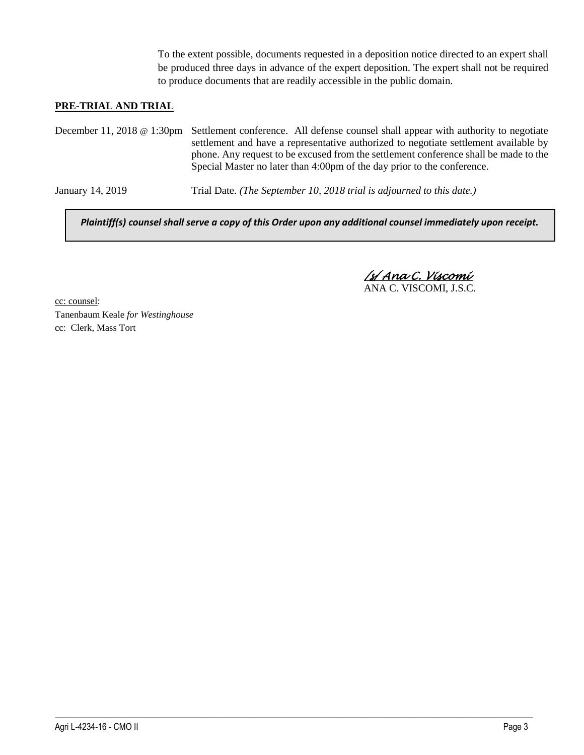To the extent possible, documents requested in a deposition notice directed to an expert shall be produced three days in advance of the expert deposition. The expert shall not be required to produce documents that are readily accessible in the public domain.

**PRE-TRIAL AND TRIAL**

| | |
|---|---|
| December 11, 2018 @ 1:30pm | Settlement conference. All defense counsel shall appear with authority to negotiate settlement and have a representative authorized to negotiate settlement available by phone. Any request to be excused from the settlement conference shall be made to the Special Master no later than 4:00pm of the day prior to the conference. |
| January 14, 2019 | Trial Date. *(The September 10, 2018 trial is adjourned to this date.)* |

***Plaintiff(s) counsel shall serve a copy of this Order upon any additional counsel immediately upon receipt.***

/s/ Ana C. Viscomi
ANA C. VISCOMI, J.S.C.

cc: counsel:
Tanenbaum Keale *for Westinghouse*
cc: Clerk, Mass Tort